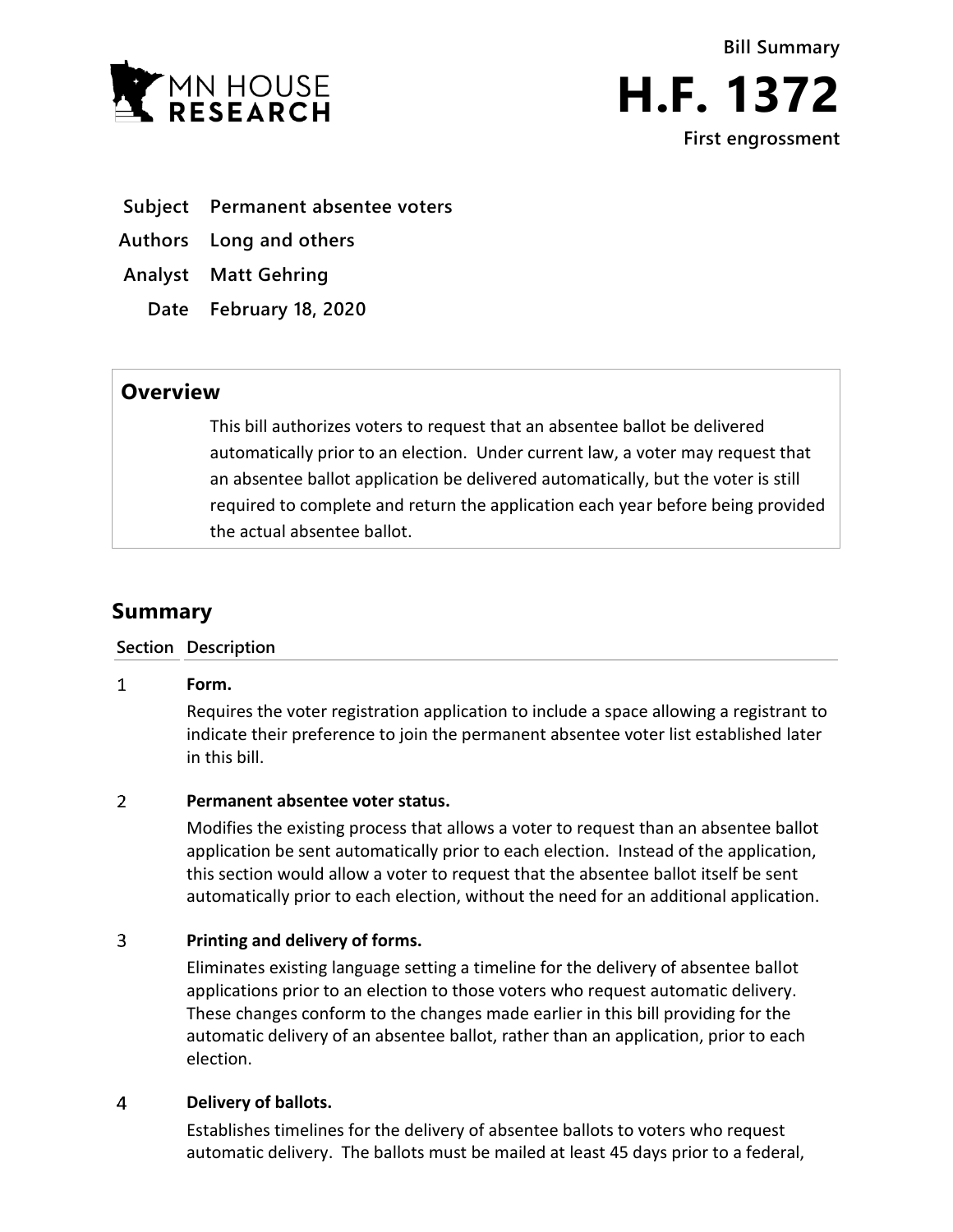MN HOUSE RESEARCH

Bill Summary

# H.F. 1372

First engrossment

**Subject** Permanent absentee voters

**Authors** Long and others

**Analyst** Matt Gehring

**Date** February 18, 2020

## Overview

This bill authorizes voters to request that an absentee ballot be delivered automatically prior to an election. Under current law, a voter may request that an absentee ballot application be delivered automatically, but the voter is still required to complete and return the application each year before being provided the actual absentee ballot.

## Summary

| Section | Description |
|---|---|
| 1 | **Form.**<br>Requires the voter registration application to include a space allowing a registrant to indicate their preference to join the permanent absentee voter list established later in this bill. |
| 2 | **Permanent absentee voter status.**<br>Modifies the existing process that allows a voter to request than an absentee ballot application be sent automatically prior to each election. Instead of the application, this section would allow a voter to request that the absentee ballot itself be sent automatically prior to each election, without the need for an additional application. |
| 3 | **Printing and delivery of forms.**<br>Eliminates existing language setting a timeline for the delivery of absentee ballot applications prior to an election to those voters who request automatic delivery. These changes conform to the changes made earlier in this bill providing for the automatic delivery of an absentee ballot, rather than an application, prior to each election. |
| 4 | **Delivery of ballots.**<br>Establishes timelines for the delivery of absentee ballots to voters who request automatic delivery. The ballots must be mailed at least 45 days prior to a federal, |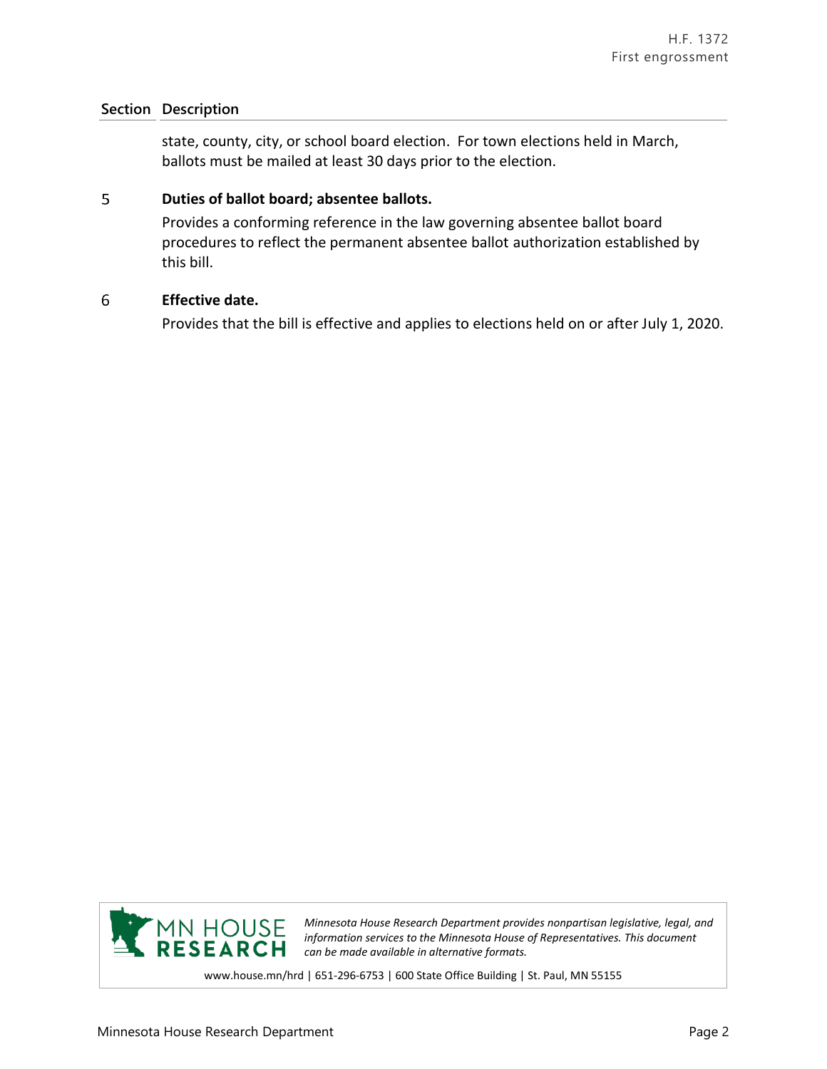| Section | Description |
|---|---|
| | state, county, city, or school board election. For town elections held in March, ballots must be mailed at least 30 days prior to the election. |
| 5 | **Duties of ballot board; absentee ballots.** Provides a conforming reference in the law governing absentee ballot board procedures to reflect the permanent absentee ballot authorization established by this bill. |
| 6 | **Effective date.** Provides that the bill is effective and applies to elections held on or after July 1, 2020. |

*Minnesota House Research Department provides nonpartisan legislative, legal, and information services to the Minnesota House of Representatives. This document can be made available in alternative formats.*

www.house.mn/hrd | 651-296-6753 | 600 State Office Building | St. Paul, MN 55155